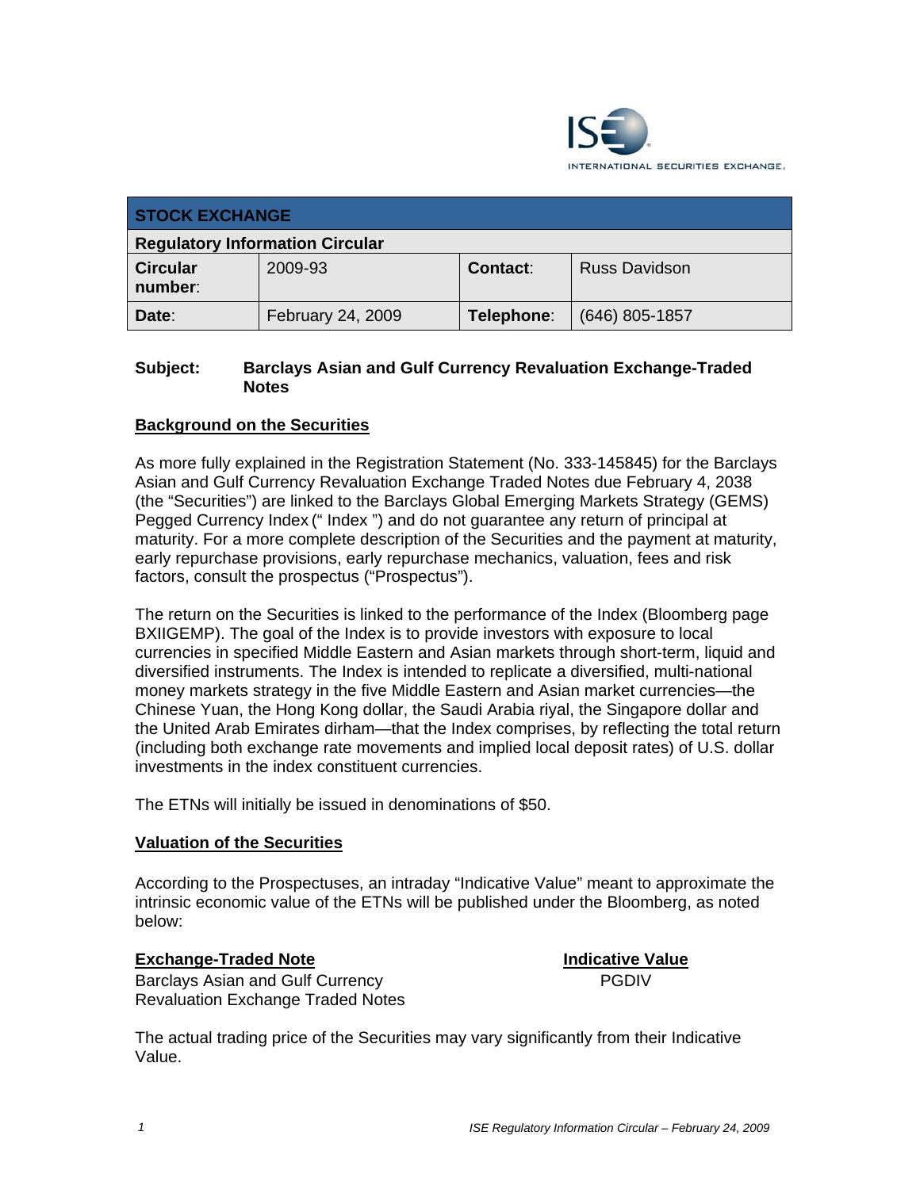| STOCK EXCHANGE | | | |
|---|---|---|---|
| **Regulatory Information Circular** | | | |
| **Circular number:** | 2009-93 | **Contact:** | Russ Davidson |
| **Date:** | February 24, 2009 | **Telephone:** | (646) 805-1857 |

**Subject:** **Barclays Asian and Gulf Currency Revaluation Exchange-Traded Notes**

## Background on the Securities

As more fully explained in the Registration Statement (No. 333-145845) for the Barclays Asian and Gulf Currency Revaluation Exchange Traded Notes due February 4, 2038 (the "Securities") are linked to the Barclays Global Emerging Markets Strategy (GEMS) Pegged Currency Index (" Index ") and do not guarantee any return of principal at maturity. For a more complete description of the Securities and the payment at maturity, early repurchase provisions, early repurchase mechanics, valuation, fees and risk factors, consult the prospectus ("Prospectus").

The return on the Securities is linked to the performance of the Index (Bloomberg page BXIIGEMP). The goal of the Index is to provide investors with exposure to local currencies in specified Middle Eastern and Asian markets through short-term, liquid and diversified instruments. The Index is intended to replicate a diversified, multi-national money markets strategy in the five Middle Eastern and Asian market currencies—the Chinese Yuan, the Hong Kong dollar, the Saudi Arabia riyal, the Singapore dollar and the United Arab Emirates dirham—that the Index comprises, by reflecting the total return (including both exchange rate movements and implied local deposit rates) of U.S. dollar investments in the index constituent currencies.

The ETNs will initially be issued in denominations of $50.

## Valuation of the Securities

According to the Prospectuses, an intraday "Indicative Value" meant to approximate the intrinsic economic value of the ETNs will be published under the Bloomberg, as noted below:

| Exchange-Traded Note | Indicative Value |
|---|---|
| Barclays Asian and Gulf Currency Revaluation Exchange Traded Notes | PGDIV |

The actual trading price of the Securities may vary significantly from their Indicative Value.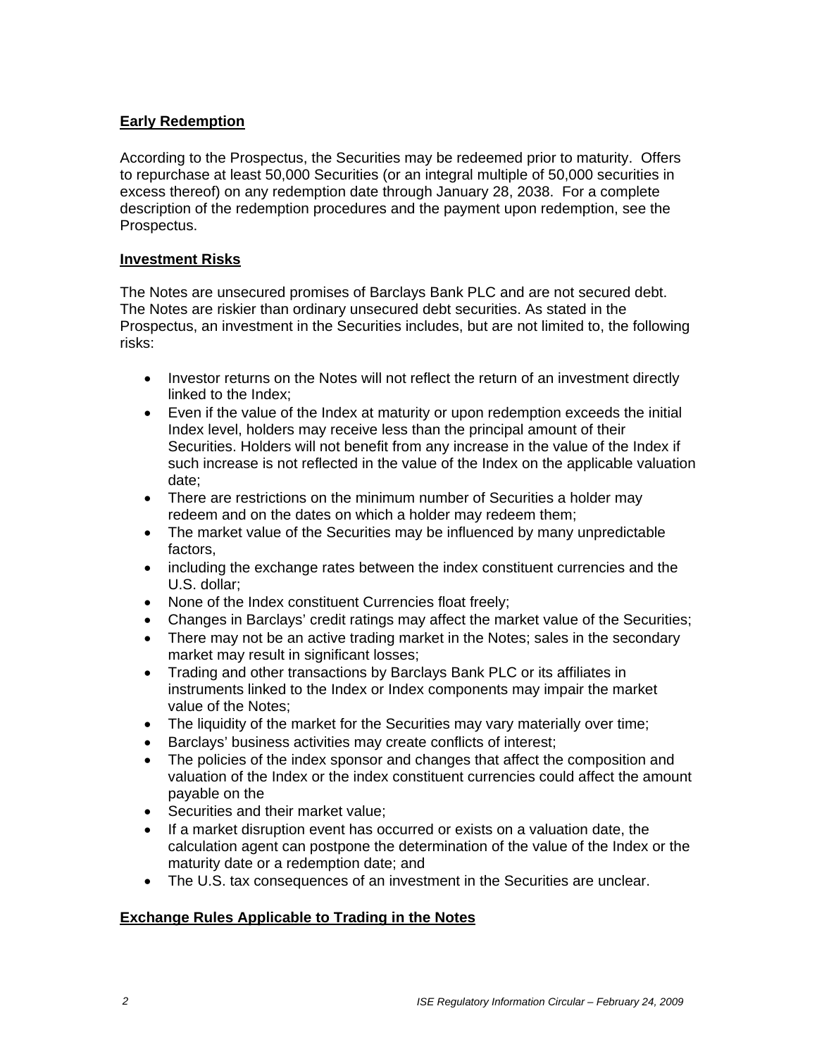**Early Redemption**

According to the Prospectus, the Securities may be redeemed prior to maturity. Offers to repurchase at least 50,000 Securities (or an integral multiple of 50,000 securities in excess thereof) on any redemption date through January 28, 2038. For a complete description of the redemption procedures and the payment upon redemption, see the Prospectus.

**Investment Risks**

The Notes are unsecured promises of Barclays Bank PLC and are not secured debt. The Notes are riskier than ordinary unsecured debt securities. As stated in the Prospectus, an investment in the Securities includes, but are not limited to, the following risks:

- Investor returns on the Notes will not reflect the return of an investment directly linked to the Index;
- Even if the value of the Index at maturity or upon redemption exceeds the initial Index level, holders may receive less than the principal amount of their Securities. Holders will not benefit from any increase in the value of the Index if such increase is not reflected in the value of the Index on the applicable valuation date;
- There are restrictions on the minimum number of Securities a holder may redeem and on the dates on which a holder may redeem them;
- The market value of the Securities may be influenced by many unpredictable factors,
- including the exchange rates between the index constituent currencies and the U.S. dollar;
- None of the Index constituent Currencies float freely;
- Changes in Barclays' credit ratings may affect the market value of the Securities;
- There may not be an active trading market in the Notes; sales in the secondary market may result in significant losses;
- Trading and other transactions by Barclays Bank PLC or its affiliates in instruments linked to the Index or Index components may impair the market value of the Notes;
- The liquidity of the market for the Securities may vary materially over time;
- Barclays' business activities may create conflicts of interest;
- The policies of the index sponsor and changes that affect the composition and valuation of the Index or the index constituent currencies could affect the amount payable on the
- Securities and their market value;
- If a market disruption event has occurred or exists on a valuation date, the calculation agent can postpone the determination of the value of the Index or the maturity date or a redemption date; and
- The U.S. tax consequences of an investment in the Securities are unclear.

**Exchange Rules Applicable to Trading in the Notes**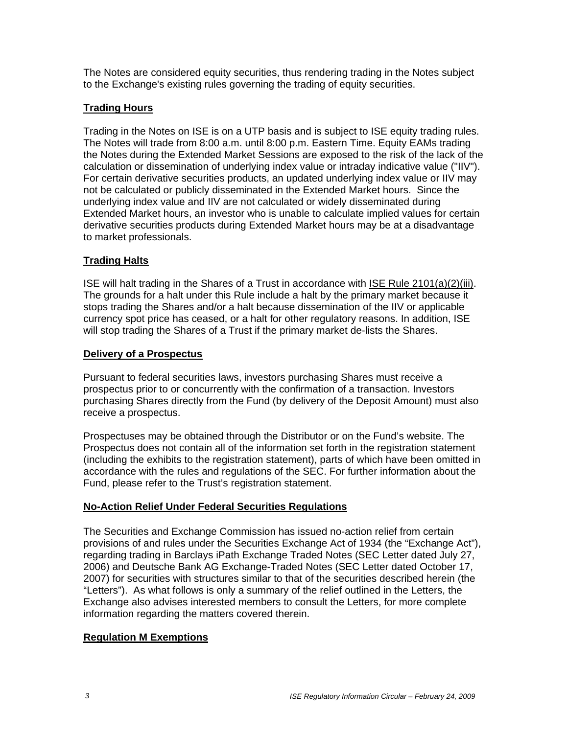The Notes are considered equity securities, thus rendering trading in the Notes subject to the Exchange's existing rules governing the trading of equity securities.

## Trading Hours

Trading in the Notes on ISE is on a UTP basis and is subject to ISE equity trading rules. The Notes will trade from 8:00 a.m. until 8:00 p.m. Eastern Time. Equity EAMs trading the Notes during the Extended Market Sessions are exposed to the risk of the lack of the calculation or dissemination of underlying index value or intraday indicative value ("IIV"). For certain derivative securities products, an updated underlying index value or IIV may not be calculated or publicly disseminated in the Extended Market hours. Since the underlying index value and IIV are not calculated or widely disseminated during Extended Market hours, an investor who is unable to calculate implied values for certain derivative securities products during Extended Market hours may be at a disadvantage to market professionals.

## Trading Halts

ISE will halt trading in the Shares of a Trust in accordance with ISE Rule 2101(a)(2)(iii). The grounds for a halt under this Rule include a halt by the primary market because it stops trading the Shares and/or a halt because dissemination of the IIV or applicable currency spot price has ceased, or a halt for other regulatory reasons. In addition, ISE will stop trading the Shares of a Trust if the primary market de-lists the Shares.

## Delivery of a Prospectus

Pursuant to federal securities laws, investors purchasing Shares must receive a prospectus prior to or concurrently with the confirmation of a transaction. Investors purchasing Shares directly from the Fund (by delivery of the Deposit Amount) must also receive a prospectus.

Prospectuses may be obtained through the Distributor or on the Fund's website. The Prospectus does not contain all of the information set forth in the registration statement (including the exhibits to the registration statement), parts of which have been omitted in accordance with the rules and regulations of the SEC. For further information about the Fund, please refer to the Trust's registration statement.

## No-Action Relief Under Federal Securities Regulations

The Securities and Exchange Commission has issued no-action relief from certain provisions of and rules under the Securities Exchange Act of 1934 (the "Exchange Act"), regarding trading in Barclays iPath Exchange Traded Notes (SEC Letter dated July 27, 2006) and Deutsche Bank AG Exchange-Traded Notes (SEC Letter dated October 17, 2007) for securities with structures similar to that of the securities described herein (the "Letters"). As what follows is only a summary of the relief outlined in the Letters, the Exchange also advises interested members to consult the Letters, for more complete information regarding the matters covered therein.

## Regulation M Exemptions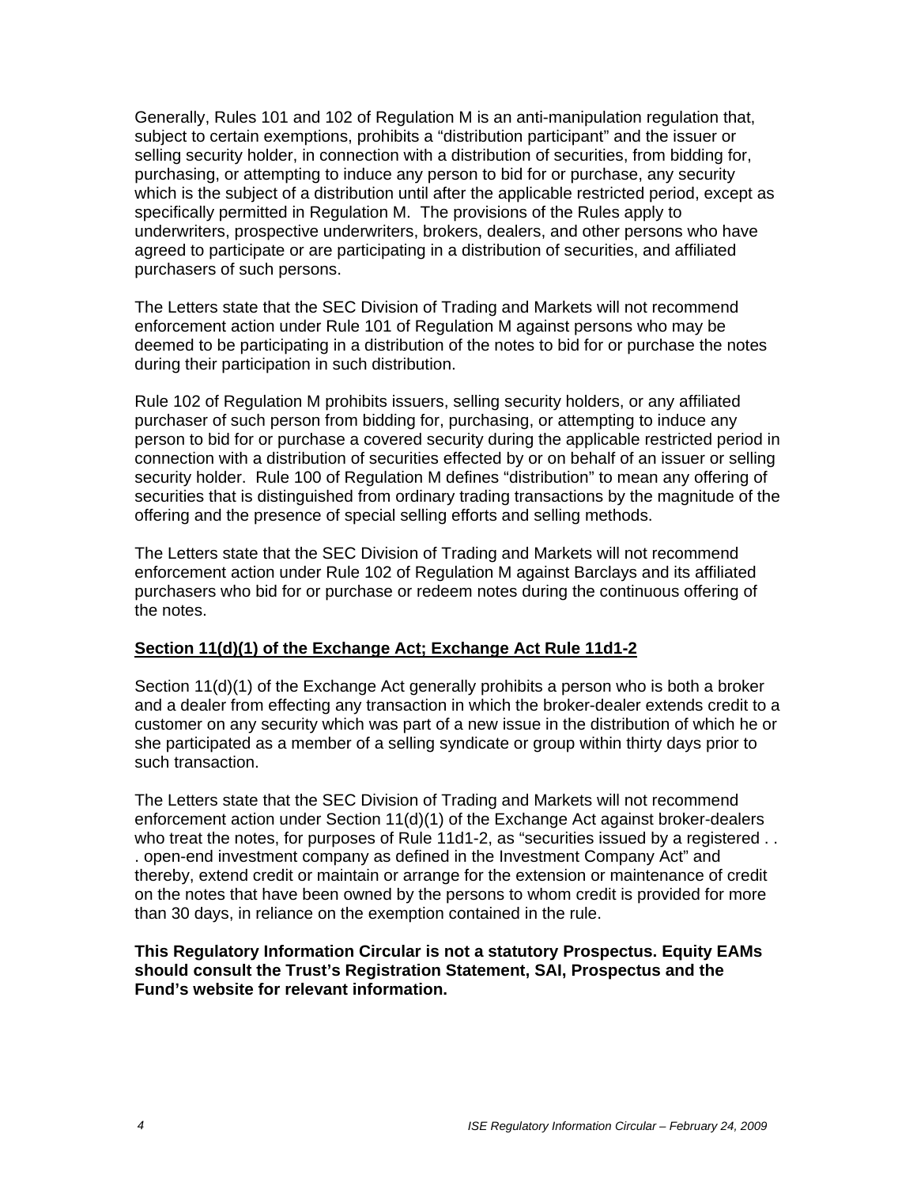Generally, Rules 101 and 102 of Regulation M is an anti-manipulation regulation that, subject to certain exemptions, prohibits a "distribution participant" and the issuer or selling security holder, in connection with a distribution of securities, from bidding for, purchasing, or attempting to induce any person to bid for or purchase, any security which is the subject of a distribution until after the applicable restricted period, except as specifically permitted in Regulation M. The provisions of the Rules apply to underwriters, prospective underwriters, brokers, dealers, and other persons who have agreed to participate or are participating in a distribution of securities, and affiliated purchasers of such persons.

The Letters state that the SEC Division of Trading and Markets will not recommend enforcement action under Rule 101 of Regulation M against persons who may be deemed to be participating in a distribution of the notes to bid for or purchase the notes during their participation in such distribution.

Rule 102 of Regulation M prohibits issuers, selling security holders, or any affiliated purchaser of such person from bidding for, purchasing, or attempting to induce any person to bid for or purchase a covered security during the applicable restricted period in connection with a distribution of securities effected by or on behalf of an issuer or selling security holder. Rule 100 of Regulation M defines "distribution" to mean any offering of securities that is distinguished from ordinary trading transactions by the magnitude of the offering and the presence of special selling efforts and selling methods.

The Letters state that the SEC Division of Trading and Markets will not recommend enforcement action under Rule 102 of Regulation M against Barclays and its affiliated purchasers who bid for or purchase or redeem notes during the continuous offering of the notes.

**Section 11(d)(1) of the Exchange Act; Exchange Act Rule 11d1-2**

Section 11(d)(1) of the Exchange Act generally prohibits a person who is both a broker and a dealer from effecting any transaction in which the broker-dealer extends credit to a customer on any security which was part of a new issue in the distribution of which he or she participated as a member of a selling syndicate or group within thirty days prior to such transaction.

The Letters state that the SEC Division of Trading and Markets will not recommend enforcement action under Section 11(d)(1) of the Exchange Act against broker-dealers who treat the notes, for purposes of Rule 11d1-2, as "securities issued by a registered . . . open-end investment company as defined in the Investment Company Act" and thereby, extend credit or maintain or arrange for the extension or maintenance of credit on the notes that have been owned by the persons to whom credit is provided for more than 30 days, in reliance on the exemption contained in the rule.

**This Regulatory Information Circular is not a statutory Prospectus. Equity EAMs should consult the Trust's Registration Statement, SAI, Prospectus and the Fund's website for relevant information.**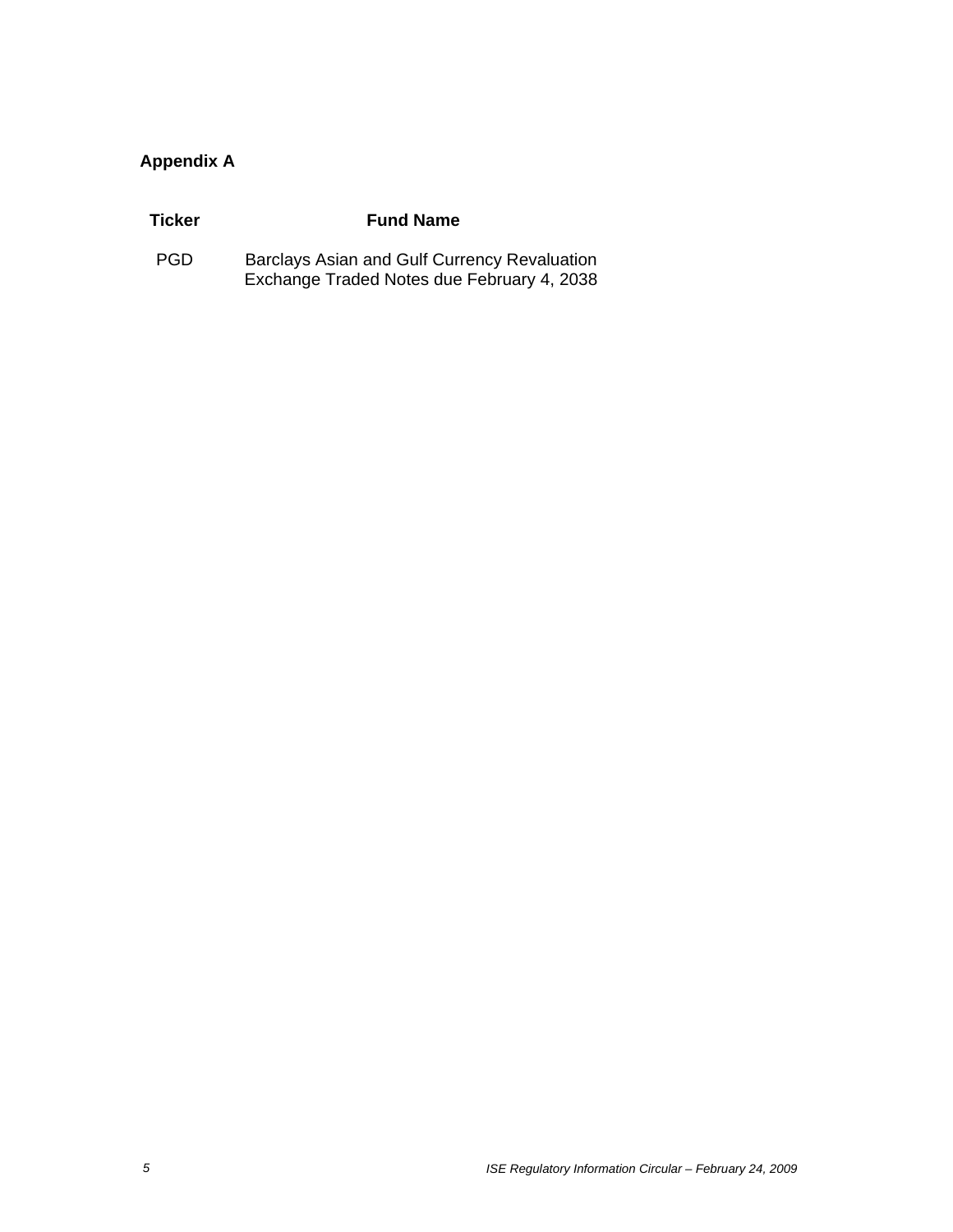## Appendix A

| Ticker | Fund Name |
|---|---|
| PGD | Barclays Asian and Gulf Currency Revaluation Exchange Traded Notes due February 4, 2038 |